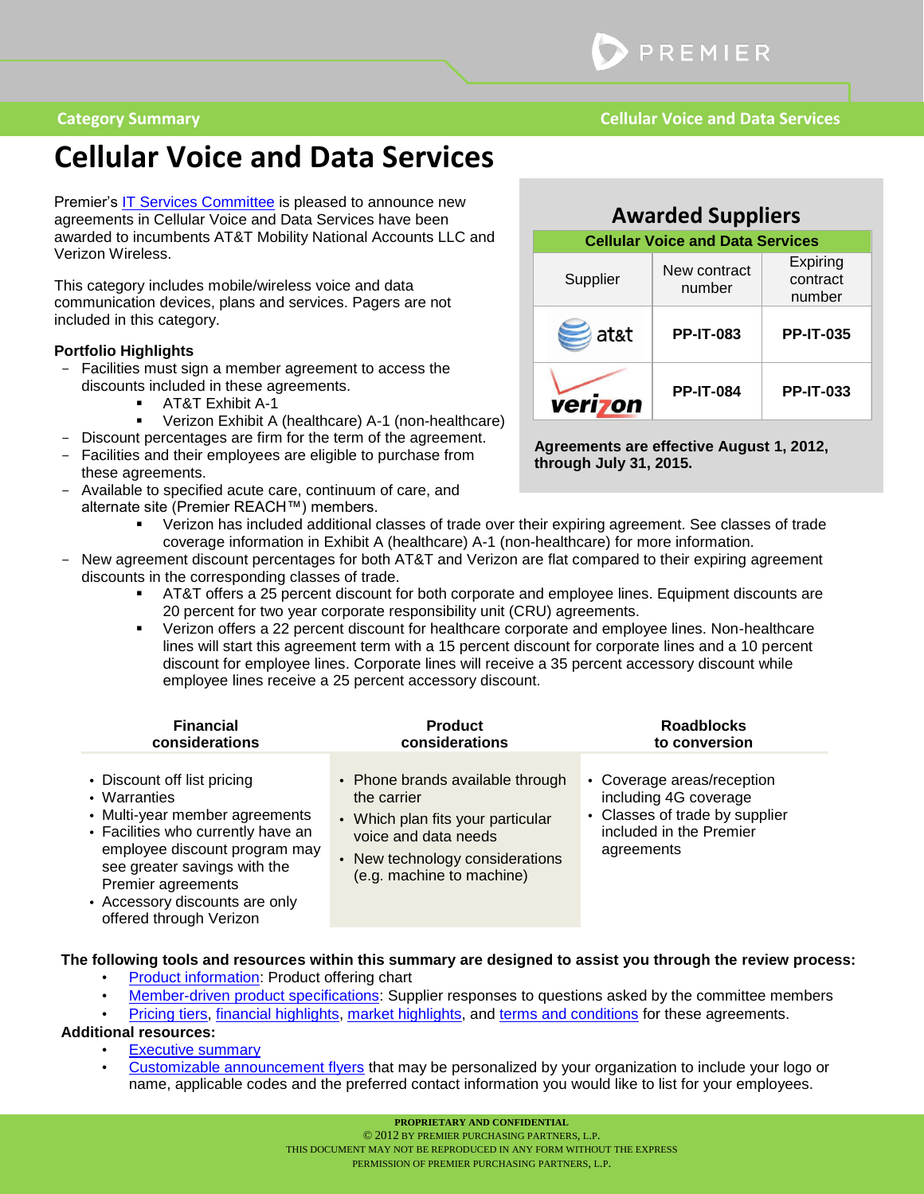# Cellular Voice and Data Services

Premier's IT Services Committee is pleased to announce new agreements in Cellular Voice and Data Services have been awarded to incumbents AT&T Mobility National Accounts LLC and Verizon Wireless.

This category includes mobile/wireless voice and data communication devices, plans and services. Pagers are not included in this category.

## Awarded Suppliers

**Cellular Voice and Data Services**

| Supplier | New contract number | Expiring contract number |
|---|---|---|
| at&t | **PP-IT-083** | **PP-IT-035** |
| verizon | **PP-IT-084** | **PP-IT-033** |

**Agreements are effective August 1, 2012, through July 31, 2015.**

**Portfolio Highlights**

- Facilities must sign a member agreement to access the discounts included in these agreements.
  - AT&T Exhibit A-1
  - Verizon Exhibit A (healthcare) A-1 (non-healthcare)
- Discount percentages are firm for the term of the agreement.
- Facilities and their employees are eligible to purchase from these agreements.
- Available to specified acute care, continuum of care, and alternate site (Premier REACH™) members.
  - Verizon has included additional classes of trade over their expiring agreement. See classes of trade coverage information in Exhibit A (healthcare) A-1 (non-healthcare) for more information.
- New agreement discount percentages for both AT&T and Verizon are flat compared to their expiring agreement discounts in the corresponding classes of trade.
  - AT&T offers a 25 percent discount for both corporate and employee lines. Equipment discounts are 20 percent for two year corporate responsibility unit (CRU) agreements.
  - Verizon offers a 22 percent discount for healthcare corporate and employee lines. Non-healthcare lines will start this agreement term with a 15 percent discount for corporate lines and a 10 percent discount for employee lines. Corporate lines will receive a 35 percent accessory discount while employee lines receive a 25 percent accessory discount.

| Financial considerations | Product considerations | Roadblocks to conversion |
|---|---|---|
| • Discount off list pricing<br>• Warranties<br>• Multi-year member agreements<br>• Facilities who currently have an employee discount program may see greater savings with the Premier agreements<br>• Accessory discounts are only offered through Verizon | • Phone brands available through the carrier<br>• Which plan fits your particular voice and data needs<br>• New technology considerations (e.g. machine to machine) | • Coverage areas/reception including 4G coverage<br>• Classes of trade by supplier included in the Premier agreements |

**The following tools and resources within this summary are designed to assist you through the review process:**

- Product information: Product offering chart
- Member-driven product specifications: Supplier responses to questions asked by the committee members
- Pricing tiers, financial highlights, market highlights, and terms and conditions for these agreements.

**Additional resources:**

- Executive summary
- Customizable announcement flyers that may be personalized by your organization to include your logo or name, applicable codes and the preferred contact information you would like to list for your employees.

**PROPRIETARY AND CONFIDENTIAL**
© 2012 BY PREMIER PURCHASING PARTNERS, L.P.
THIS DOCUMENT MAY NOT BE REPRODUCED IN ANY FORM WITHOUT THE EXPRESS PERMISSION OF PREMIER PURCHASING PARTNERS, L.P.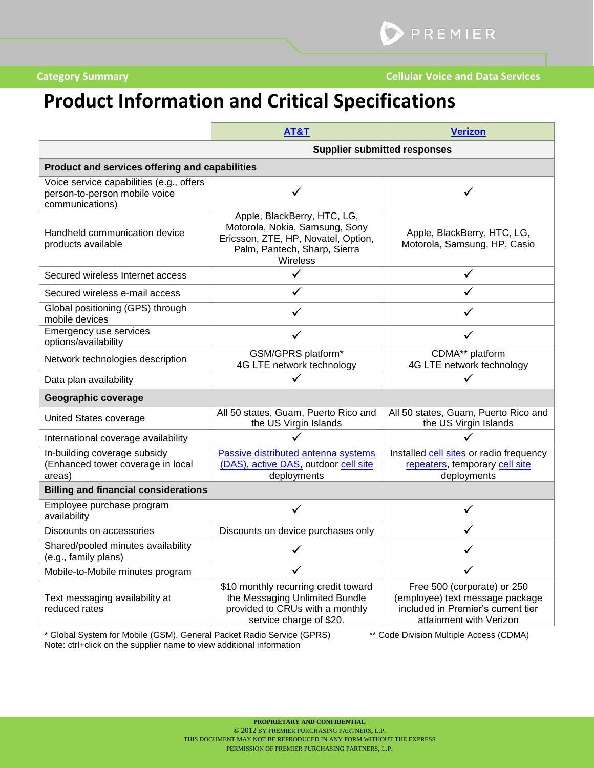# Product Information and Critical Specifications

| | AT&T | Verizon |
|---|---|---|
| | Supplier submitted responses | |
| **Product and services offering and capabilities** | | |
| Voice service capabilities (e.g., offers person-to-person mobile voice communications) | ✓ | ✓ |
| Handheld communication device products available | Apple, BlackBerry, HTC, LG, Motorola, Nokia, Samsung, Sony Ericsson, ZTE, HP, Novatel, Option, Palm, Pantech, Sharp, Sierra Wireless | Apple, BlackBerry, HTC, LG, Motorola, Samsung, HP, Casio |
| Secured wireless Internet access | ✓ | ✓ |
| Secured wireless e-mail access | ✓ | ✓ |
| Global positioning (GPS) through mobile devices | ✓ | ✓ |
| Emergency use services options/availability | ✓ | ✓ |
| Network technologies description | GSM/GPRS platform*<br>4G LTE network technology | CDMA** platform<br>4G LTE network technology |
| Data plan availability | ✓ | ✓ |
| **Geographic coverage** | | |
| United States coverage | All 50 states, Guam, Puerto Rico and the US Virgin Islands | All 50 states, Guam, Puerto Rico and the US Virgin Islands |
| International coverage availability | ✓ | ✓ |
| In-building coverage subsidy (Enhanced tower coverage in local areas) | Passive distributed antenna systems (DAS), active DAS, outdoor cell site deployments | Installed cell sites or radio frequency repeaters, temporary cell site deployments |
| **Billing and financial considerations** | | |
| Employee purchase program availability | ✓ | ✓ |
| Discounts on accessories | Discounts on device purchases only | ✓ |
| Shared/pooled minutes availability (e.g., family plans) | ✓ | ✓ |
| Mobile-to-Mobile minutes program | ✓ | ✓ |
| Text messaging availability at reduced rates | $10 monthly recurring credit toward the Messaging Unlimited Bundle provided to CRUs with a monthly service charge of $20. | Free 500 (corporate) or 250 (employee) text message package included in Premier's current tier attainment with Verizon |

\* Global System for Mobile (GSM), General Packet Radio Service (GPRS)    ** Code Division Multiple Access (CDMA)

Note: ctrl+click on the supplier name to view additional information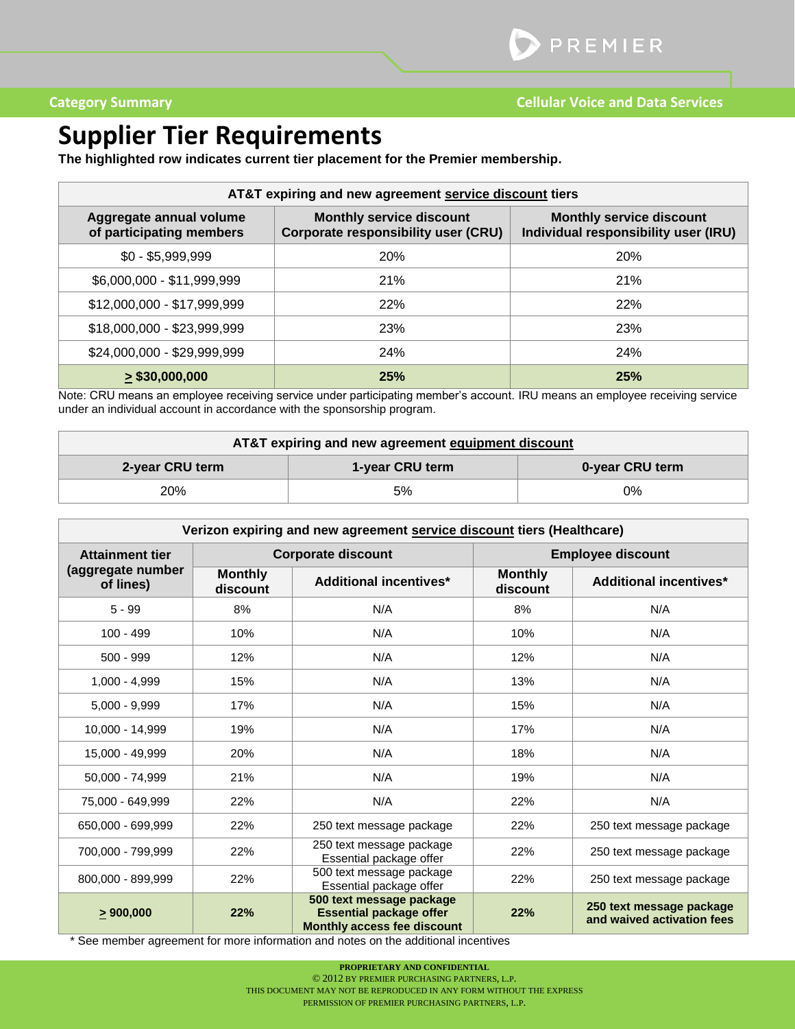Category Summary | Cellular Voice and Data Services

# Supplier Tier Requirements

**The highlighted row indicates current tier placement for the Premier membership.**

| AT&T expiring and new agreement service discount tiers | | |
|---|---|---|
| **Aggregate annual volume of participating members** | **Monthly service discount Corporate responsibility user (CRU)** | **Monthly service discount Individual responsibility user (IRU)** |
| $0 - $5,999,999 | 20% | 20% |
| $6,000,000 - $11,999,999 | 21% | 21% |
| $12,000,000 - $17,999,999 | 22% | 22% |
| $18,000,000 - $23,999,999 | 23% | 23% |
| $24,000,000 - $29,999,999 | 24% | 24% |
| **≥ $30,000,000** | **25%** | **25%** |

Note: CRU means an employee receiving service under participating member's account. IRU means an employee receiving service under an individual account in accordance with the sponsorship program.

| AT&T expiring and new agreement equipment discount | | |
|---|---|---|
| **2-year CRU term** | **1-year CRU term** | **0-year CRU term** |
| 20% | 5% | 0% |

| Verizon expiring and new agreement service discount tiers (Healthcare) | | | | |
|---|---|---|---|---|
| **Attainment tier (aggregate number of lines)** | **Corporate discount** | | **Employee discount** | |
| | **Monthly discount** | **Additional incentives*** | **Monthly discount** | **Additional incentives*** |
| 5 - 99 | 8% | N/A | 8% | N/A |
| 100 - 499 | 10% | N/A | 10% | N/A |
| 500 - 999 | 12% | N/A | 12% | N/A |
| 1,000 - 4,999 | 15% | N/A | 13% | N/A |
| 5,000 - 9,999 | 17% | N/A | 15% | N/A |
| 10,000 - 14,999 | 19% | N/A | 17% | N/A |
| 15,000 - 49,999 | 20% | N/A | 18% | N/A |
| 50,000 - 74,999 | 21% | N/A | 19% | N/A |
| 75,000 - 649,999 | 22% | N/A | 22% | N/A |
| 650,000 - 699,999 | 22% | 250 text message package | 22% | 250 text message package |
| 700,000 - 799,999 | 22% | 250 text message package Essential package offer | 22% | 250 text message package |
| 800,000 - 899,999 | 22% | 500 text message package Essential package offer | 22% | 250 text message package |
| **≥ 900,000** | **22%** | **500 text message package Essential package offer Monthly access fee discount** | **22%** | **250 text message package and waived activation fees** |

\* See member agreement for more information and notes on the additional incentives

PROPRIETARY AND CONFIDENTIAL
© 2012 BY PREMIER PURCHASING PARTNERS, L.P.
THIS DOCUMENT MAY NOT BE REPRODUCED IN ANY FORM WITHOUT THE EXPRESS PERMISSION OF PREMIER PURCHASING PARTNERS, L.P.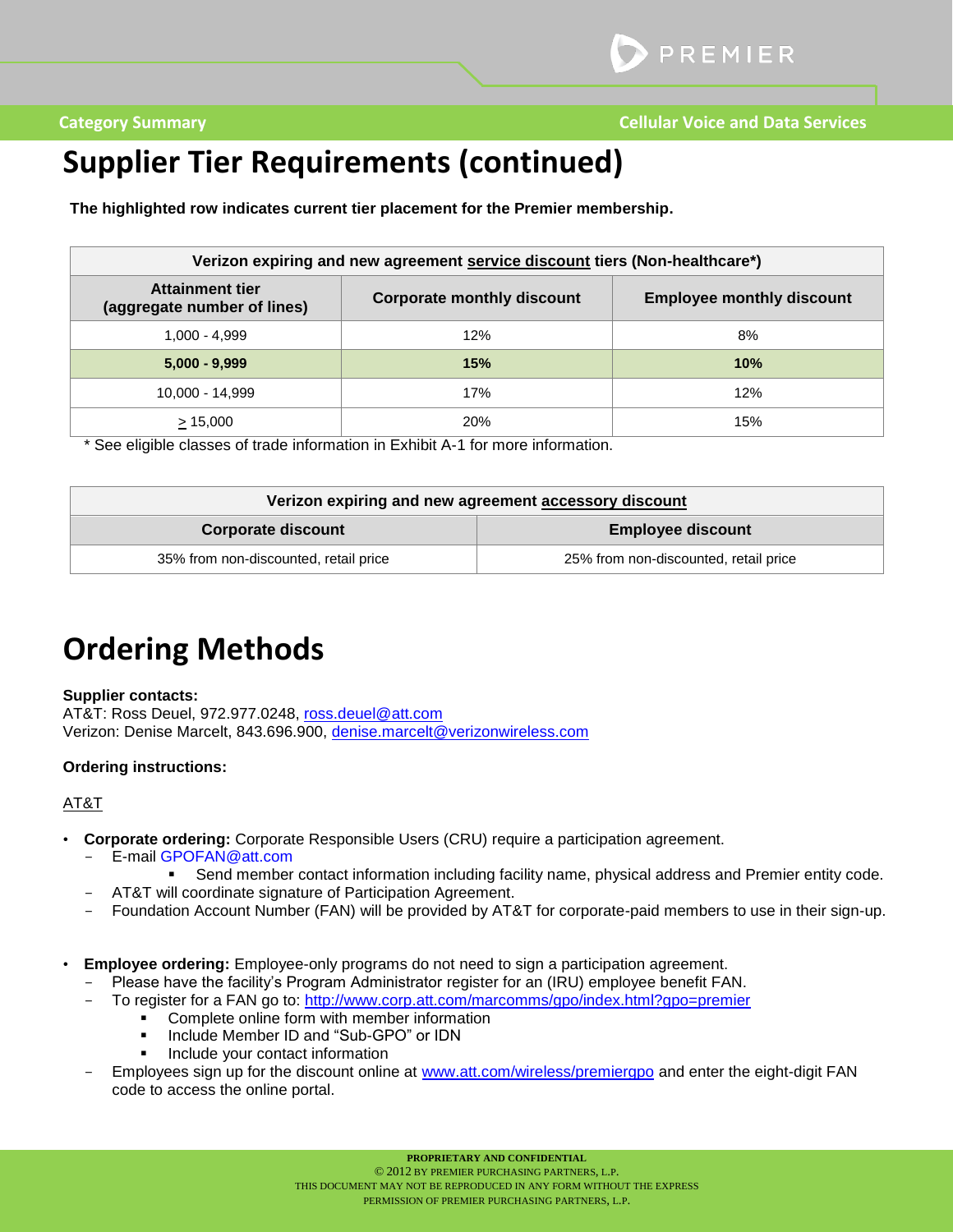# Supplier Tier Requirements (continued)

**The highlighted row indicates current tier placement for the Premier membership.**

| Verizon expiring and new agreement service discount tiers (Non-healthcare*) | | |
|---|---|---|
| **Attainment tier (aggregate number of lines)** | **Corporate monthly discount** | **Employee monthly discount** |
| 1,000 - 4,999 | 12% | 8% |
| **5,000 - 9,999** | **15%** | **10%** |
| 10,000 - 14,999 | 17% | 12% |
| ≥ 15,000 | 20% | 15% |

* See eligible classes of trade information in Exhibit A-1 for more information.

| Verizon expiring and new agreement accessory discount | |
|---|---|
| **Corporate discount** | **Employee discount** |
| 35% from non-discounted, retail price | 25% from non-discounted, retail price |

# Ordering Methods

**Supplier contacts:**
AT&T: Ross Deuel, 972.977.0248, ross.deuel@att.com
Verizon: Denise Marcelt, 843.696.900, denise.marcelt@verizonwireless.com

**Ordering instructions:**

AT&T

- **Corporate ordering:** Corporate Responsible Users (CRU) require a participation agreement.
  - E-mail GPOFAN@att.com
    - Send member contact information including facility name, physical address and Premier entity code.
  - AT&T will coordinate signature of Participation Agreement.
  - Foundation Account Number (FAN) will be provided by AT&T for corporate-paid members to use in their sign-up.

- **Employee ordering:** Employee-only programs do not need to sign a participation agreement.
  - Please have the facility's Program Administrator register for an (IRU) employee benefit FAN.
  - To register for a FAN go to: http://www.corp.att.com/marcomms/gpo/index.html?gpo=premier
    - Complete online form with member information
    - Include Member ID and "Sub-GPO" or IDN
    - Include your contact information
  - Employees sign up for the discount online at www.att.com/wireless/premiergpo and enter the eight-digit FAN code to access the online portal.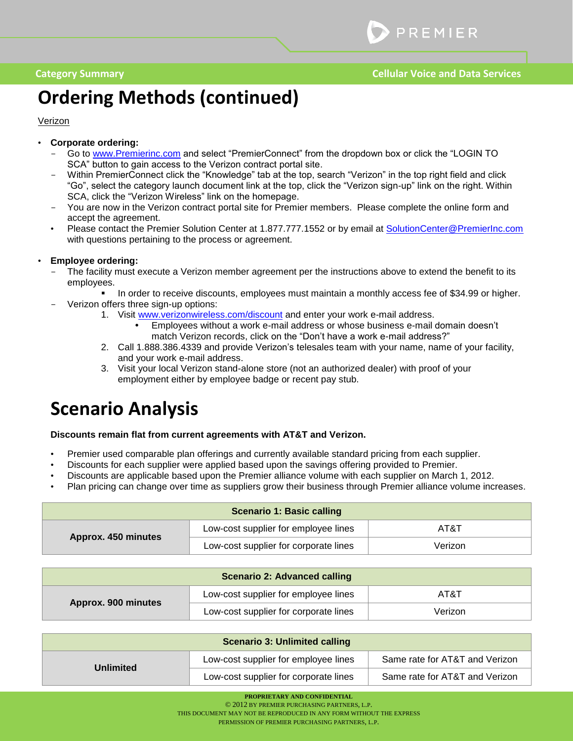# Ordering Methods (continued)

Verizon

- **Corporate ordering:**
  - Go to www.Premierinc.com and select "PremierConnect" from the dropdown box or click the "LOGIN TO SCA" button to gain access to the Verizon contract portal site.
  - Within PremierConnect click the "Knowledge" tab at the top, search "Verizon" in the top right field and click "Go", select the category launch document link at the top, click the "Verizon sign-up" link on the right. Within SCA, click the "Verizon Wireless" link on the homepage.
  - You are now in the Verizon contract portal site for Premier members. Please complete the online form and accept the agreement.
  - Please contact the Premier Solution Center at 1.877.777.1552 or by email at SolutionCenter@PremierInc.com with questions pertaining to the process or agreement.

- **Employee ordering:**
  - The facility must execute a Verizon member agreement per the instructions above to extend the benefit to its employees.
    - In order to receive discounts, employees must maintain a monthly access fee of $34.99 or higher.
  - Verizon offers three sign-up options:
    1. Visit www.verizonwireless.com/discount and enter your work e-mail address.
       - Employees without a work e-mail address or whose business e-mail domain doesn't match Verizon records, click on the "Don't have a work e-mail address?"
    2. Call 1.888.386.4339 and provide Verizon's telesales team with your name, name of your facility, and your work e-mail address.
    3. Visit your local Verizon stand-alone store (not an authorized dealer) with proof of your employment either by employee badge or recent pay stub.

## Scenario Analysis

**Discounts remain flat from current agreements with AT&T and Verizon.**

- Premier used comparable plan offerings and currently available standard pricing from each supplier.
- Discounts for each supplier were applied based upon the savings offering provided to Premier.
- Discounts are applicable based upon the Premier alliance volume with each supplier on March 1, 2012.
- Plan pricing can change over time as suppliers grow their business through Premier alliance volume increases.

| Scenario 1: Basic calling | | |
|---|---|---|
| **Approx. 450 minutes** | Low-cost supplier for employee lines | AT&T |
| | Low-cost supplier for corporate lines | Verizon |

| Scenario 2: Advanced calling | | |
|---|---|---|
| **Approx. 900 minutes** | Low-cost supplier for employee lines | AT&T |
| | Low-cost supplier for corporate lines | Verizon |

| Scenario 3: Unlimited calling | | |
|---|---|---|
| **Unlimited** | Low-cost supplier for employee lines | Same rate for AT&T and Verizon |
| | Low-cost supplier for corporate lines | Same rate for AT&T and Verizon |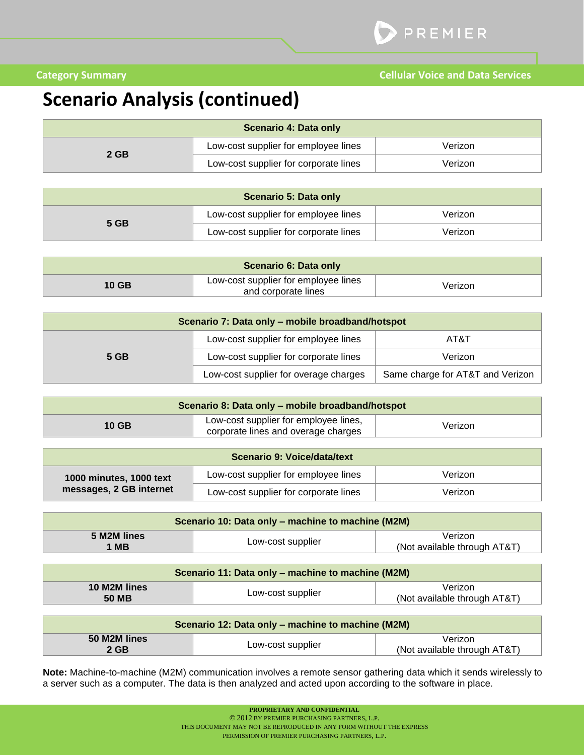## Scenario Analysis (continued)

| Scenario 4: Data only | | |
|---|---|---|
| 2 GB | Low-cost supplier for employee lines | Verizon |
| | Low-cost supplier for corporate lines | Verizon |

| Scenario 5: Data only | | |
|---|---|---|
| 5 GB | Low-cost supplier for employee lines | Verizon |
| | Low-cost supplier for corporate lines | Verizon |

| Scenario 6: Data only | | |
|---|---|---|
| 10 GB | Low-cost supplier for employee lines and corporate lines | Verizon |

| Scenario 7: Data only – mobile broadband/hotspot | | |
|---|---|---|
| 5 GB | Low-cost supplier for employee lines | AT&T |
| | Low-cost supplier for corporate lines | Verizon |
| | Low-cost supplier for overage charges | Same charge for AT&T and Verizon |

| Scenario 8: Data only – mobile broadband/hotspot | | |
|---|---|---|
| 10 GB | Low-cost supplier for employee lines, corporate lines and overage charges | Verizon |

| Scenario 9: Voice/data/text | | |
|---|---|---|
| 1000 minutes, 1000 text messages, 2 GB internet | Low-cost supplier for employee lines | Verizon |
| | Low-cost supplier for corporate lines | Verizon |

| Scenario 10: Data only – machine to machine (M2M) | | |
|---|---|---|
| 5 M2M lines<br>1 MB | Low-cost supplier | Verizon<br>(Not available through AT&T) |

| Scenario 11: Data only – machine to machine (M2M) | | |
|---|---|---|
| 10 M2M lines<br>50 MB | Low-cost supplier | Verizon<br>(Not available through AT&T) |

| Scenario 12: Data only – machine to machine (M2M) | | |
|---|---|---|
| 50 M2M lines<br>2 GB | Low-cost supplier | Verizon<br>(Not available through AT&T) |

**Note:** Machine-to-machine (M2M) communication involves a remote sensor gathering data which it sends wirelessly to a server such as a computer. The data is then analyzed and acted upon according to the software in place.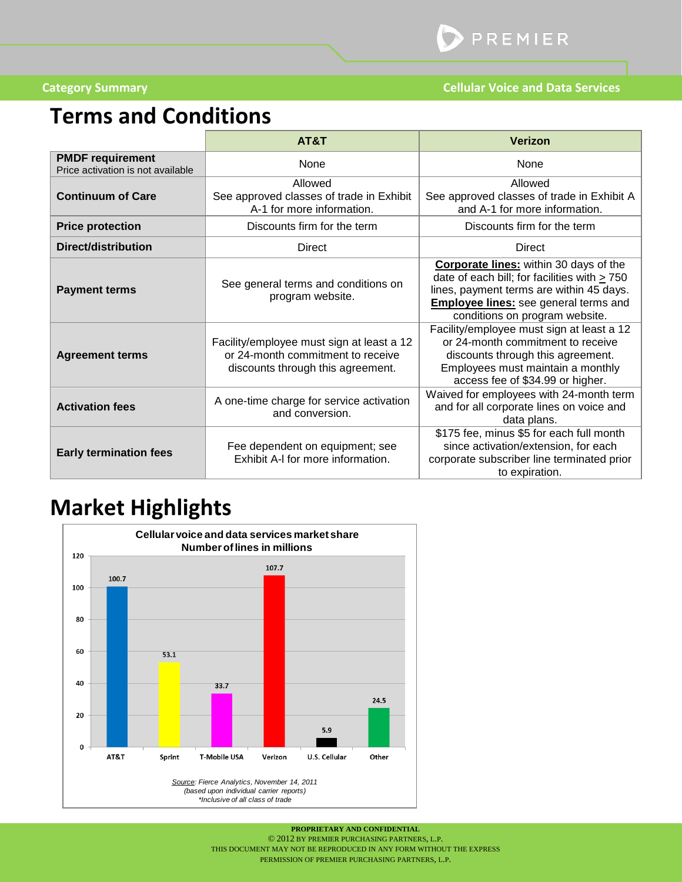Category Summary — Cellular Voice and Data Services

# Terms and Conditions

| | AT&T | Verizon |
|---|---|---|
| **PMDF requirement** Price activation is not available | None | None |
| **Continuum of Care** | Allowed See approved classes of trade in Exhibit A-1 for more information. | Allowed See approved classes of trade in Exhibit A and A-1 for more information. |
| **Price protection** | Discounts firm for the term | Discounts firm for the term |
| **Direct/distribution** | Direct | Direct |
| **Payment terms** | See general terms and conditions on program website. | **Corporate lines:** within 30 days of the date of each bill; for facilities with ≥ 750 lines, payment terms are within 45 days. **Employee lines:** see general terms and conditions on program website. |
| **Agreement terms** | Facility/employee must sign at least a 12 or 24-month commitment to receive discounts through this agreement. | Facility/employee must sign at least a 12 or 24-month commitment to receive discounts through this agreement. Employees must maintain a monthly access fee of $34.99 or higher. |
| **Activation fees** | A one-time charge for service activation and conversion. | Waived for employees with 24-month term and for all corporate lines on voice and data plans. |
| **Early termination fees** | Fee dependent on equipment; see Exhibit A-I for more information. | $175 fee, minus $5 for each full month since activation/extension, for each corporate subscriber line terminated prior to expiration. |

# Market Highlights

**Cellular voice and data services market share**
**Number of lines in millions**

| Carrier | Lines (millions) |
|---|---|
| AT&T | 100.7 |
| Sprint | 53.1 |
| T-Mobile USA | 33.7 |
| Verizon | 107.7 |
| U.S. Cellular | 5.9 |
| Other | 24.5 |

*Source: Fierce Analytics, November 14, 2011*
*(based upon individual carrier reports)*
*\*Inclusive of all class of trade*

PROPRIETARY AND CONFIDENTIAL
© 2012 BY PREMIER PURCHASING PARTNERS, L.P.
THIS DOCUMENT MAY NOT BE REPRODUCED IN ANY FORM WITHOUT THE EXPRESS PERMISSION OF PREMIER PURCHASING PARTNERS, L.P.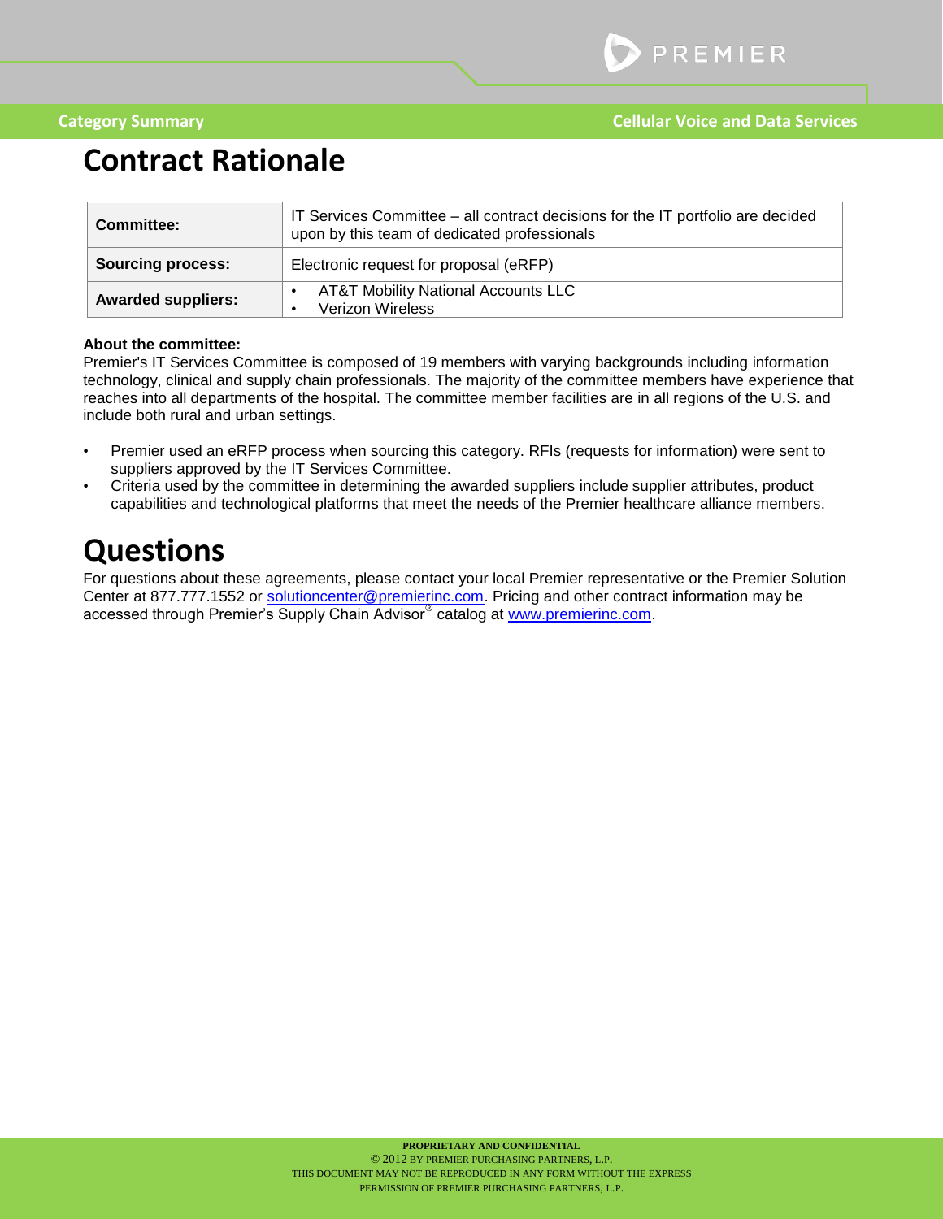# Contract Rationale

| | |
|---|---|
| **Committee:** | IT Services Committee – all contract decisions for the IT portfolio are decided upon by this team of dedicated professionals |
| **Sourcing process:** | Electronic request for proposal (eRFP) |
| **Awarded suppliers:** | • AT&T Mobility National Accounts LLC<br>• Verizon Wireless |

**About the committee:**
Premier's IT Services Committee is composed of 19 members with varying backgrounds including information technology, clinical and supply chain professionals. The majority of the committee members have experience that reaches into all departments of the hospital. The committee member facilities are in all regions of the U.S. and include both rural and urban settings.

- Premier used an eRFP process when sourcing this category. RFIs (requests for information) were sent to suppliers approved by the IT Services Committee.
- Criteria used by the committee in determining the awarded suppliers include supplier attributes, product capabilities and technological platforms that meet the needs of the Premier healthcare alliance members.

# Questions

For questions about these agreements, please contact your local Premier representative or the Premier Solution Center at 877.777.1552 or solutioncenter@premierinc.com. Pricing and other contract information may be accessed through Premier's Supply Chain Advisor® catalog at www.premierinc.com.

PROPRIETARY AND CONFIDENTIAL
© 2012 BY PREMIER PURCHASING PARTNERS, L.P.
THIS DOCUMENT MAY NOT BE REPRODUCED IN ANY FORM WITHOUT THE EXPRESS PERMISSION OF PREMIER PURCHASING PARTNERS, L.P.